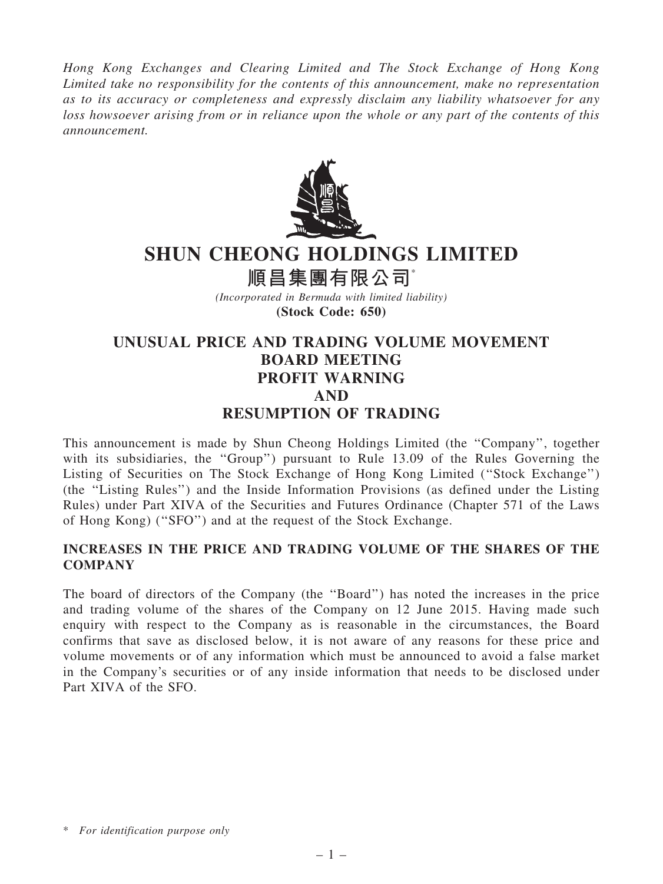*Hong Kong Exchanges and Clearing Limited and The Stock Exchange of Hong Kong Limited take no responsibility for the contents of this announcement, make no representation as to its accuracy or completeness and expressly disclaim any liability whatsoever for any loss howsoever arising from or in reliance upon the whole or any part of the contents of this announcement.*

# SHUN CHEONG HOLDINGS LIMITED

# 順昌集團有限公司*

*(Incorporated in Bermuda with limited liability)*

**(Stock Code: 650)**

## UNUSUAL PRICE AND TRADING VOLUME MOVEMENT BOARD MEETING PROFIT WARNING AND RESUMPTION OF TRADING

This announcement is made by Shun Cheong Holdings Limited (the "Company", together with its subsidiaries, the "Group") pursuant to Rule 13.09 of the Rules Governing the Listing of Securities on The Stock Exchange of Hong Kong Limited ("Stock Exchange") (the "Listing Rules") and the Inside Information Provisions (as defined under the Listing Rules) under Part XIVA of the Securities and Futures Ordinance (Chapter 571 of the Laws of Hong Kong) ("SFO") and at the request of the Stock Exchange.

### INCREASES IN THE PRICE AND TRADING VOLUME OF THE SHARES OF THE COMPANY

The board of directors of the Company (the "Board") has noted the increases in the price and trading volume of the shares of the Company on 12 June 2015. Having made such enquiry with respect to the Company as is reasonable in the circumstances, the Board confirms that save as disclosed below, it is not aware of any reasons for these price and volume movements or of any information which must be announced to avoid a false market in the Company's securities or of any inside information that needs to be disclosed under Part XIVA of the SFO.

\* *For identification purpose only*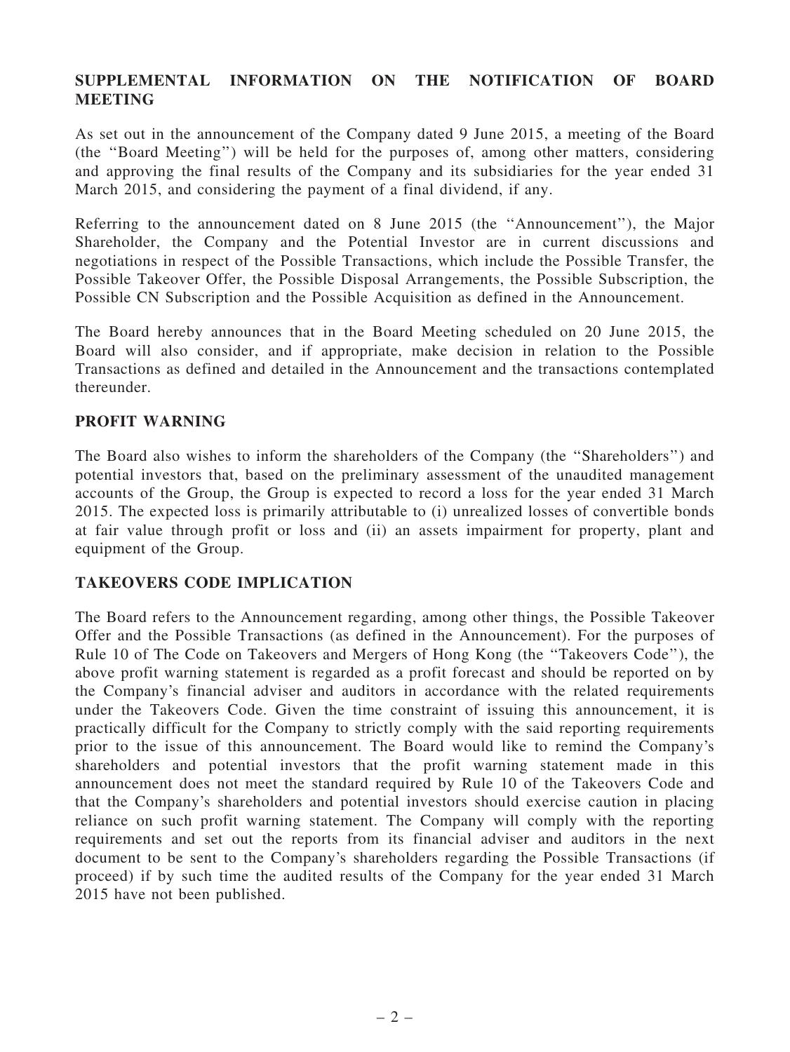## SUPPLEMENTAL INFORMATION ON THE NOTIFICATION OF BOARD MEETING

As set out in the announcement of the Company dated 9 June 2015, a meeting of the Board (the ''Board Meeting'') will be held for the purposes of, among other matters, considering and approving the final results of the Company and its subsidiaries for the year ended 31 March 2015, and considering the payment of a final dividend, if any.

Referring to the announcement dated on 8 June 2015 (the ''Announcement''), the Major Shareholder, the Company and the Potential Investor are in current discussions and negotiations in respect of the Possible Transactions, which include the Possible Transfer, the Possible Takeover Offer, the Possible Disposal Arrangements, the Possible Subscription, the Possible CN Subscription and the Possible Acquisition as defined in the Announcement.

The Board hereby announces that in the Board Meeting scheduled on 20 June 2015, the Board will also consider, and if appropriate, make decision in relation to the Possible Transactions as defined and detailed in the Announcement and the transactions contemplated thereunder.

## PROFIT WARNING

The Board also wishes to inform the shareholders of the Company (the ''Shareholders'') and potential investors that, based on the preliminary assessment of the unaudited management accounts of the Group, the Group is expected to record a loss for the year ended 31 March 2015. The expected loss is primarily attributable to (i) unrealized losses of convertible bonds at fair value through profit or loss and (ii) an assets impairment for property, plant and equipment of the Group.

## TAKEOVERS CODE IMPLICATION

The Board refers to the Announcement regarding, among other things, the Possible Takeover Offer and the Possible Transactions (as defined in the Announcement). For the purposes of Rule 10 of The Code on Takeovers and Mergers of Hong Kong (the ''Takeovers Code''), the above profit warning statement is regarded as a profit forecast and should be reported on by the Company's financial adviser and auditors in accordance with the related requirements under the Takeovers Code. Given the time constraint of issuing this announcement, it is practically difficult for the Company to strictly comply with the said reporting requirements prior to the issue of this announcement. The Board would like to remind the Company's shareholders and potential investors that the profit warning statement made in this announcement does not meet the standard required by Rule 10 of the Takeovers Code and that the Company's shareholders and potential investors should exercise caution in placing reliance on such profit warning statement. The Company will comply with the reporting requirements and set out the reports from its financial adviser and auditors in the next document to be sent to the Company's shareholders regarding the Possible Transactions (if proceed) if by such time the audited results of the Company for the year ended 31 March 2015 have not been published.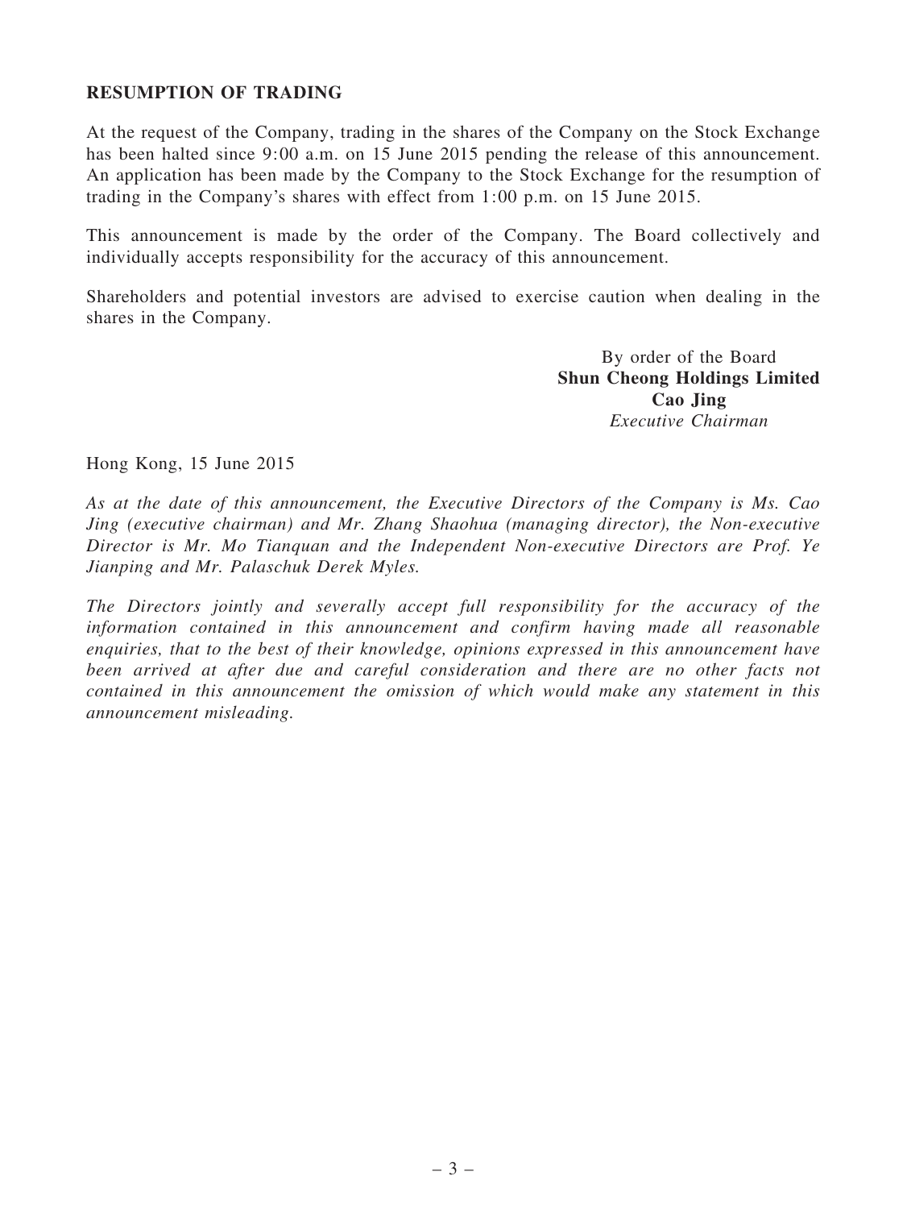**RESUMPTION OF TRADING**

At the request of the Company, trading in the shares of the Company on the Stock Exchange has been halted since 9:00 a.m. on 15 June 2015 pending the release of this announcement. An application has been made by the Company to the Stock Exchange for the resumption of trading in the Company's shares with effect from 1:00 p.m. on 15 June 2015.

This announcement is made by the order of the Company. The Board collectively and individually accepts responsibility for the accuracy of this announcement.

Shareholders and potential investors are advised to exercise caution when dealing in the shares in the Company.

By order of the Board
**Shun Cheong Holdings Limited**
**Cao Jing**
*Executive Chairman*

Hong Kong, 15 June 2015

*As at the date of this announcement, the Executive Directors of the Company is Ms. Cao Jing (executive chairman) and Mr. Zhang Shaohua (managing director), the Non-executive Director is Mr. Mo Tianquan and the Independent Non-executive Directors are Prof. Ye Jianping and Mr. Palaschuk Derek Myles.*

*The Directors jointly and severally accept full responsibility for the accuracy of the information contained in this announcement and confirm having made all reasonable enquiries, that to the best of their knowledge, opinions expressed in this announcement have been arrived at after due and careful consideration and there are no other facts not contained in this announcement the omission of which would make any statement in this announcement misleading.*